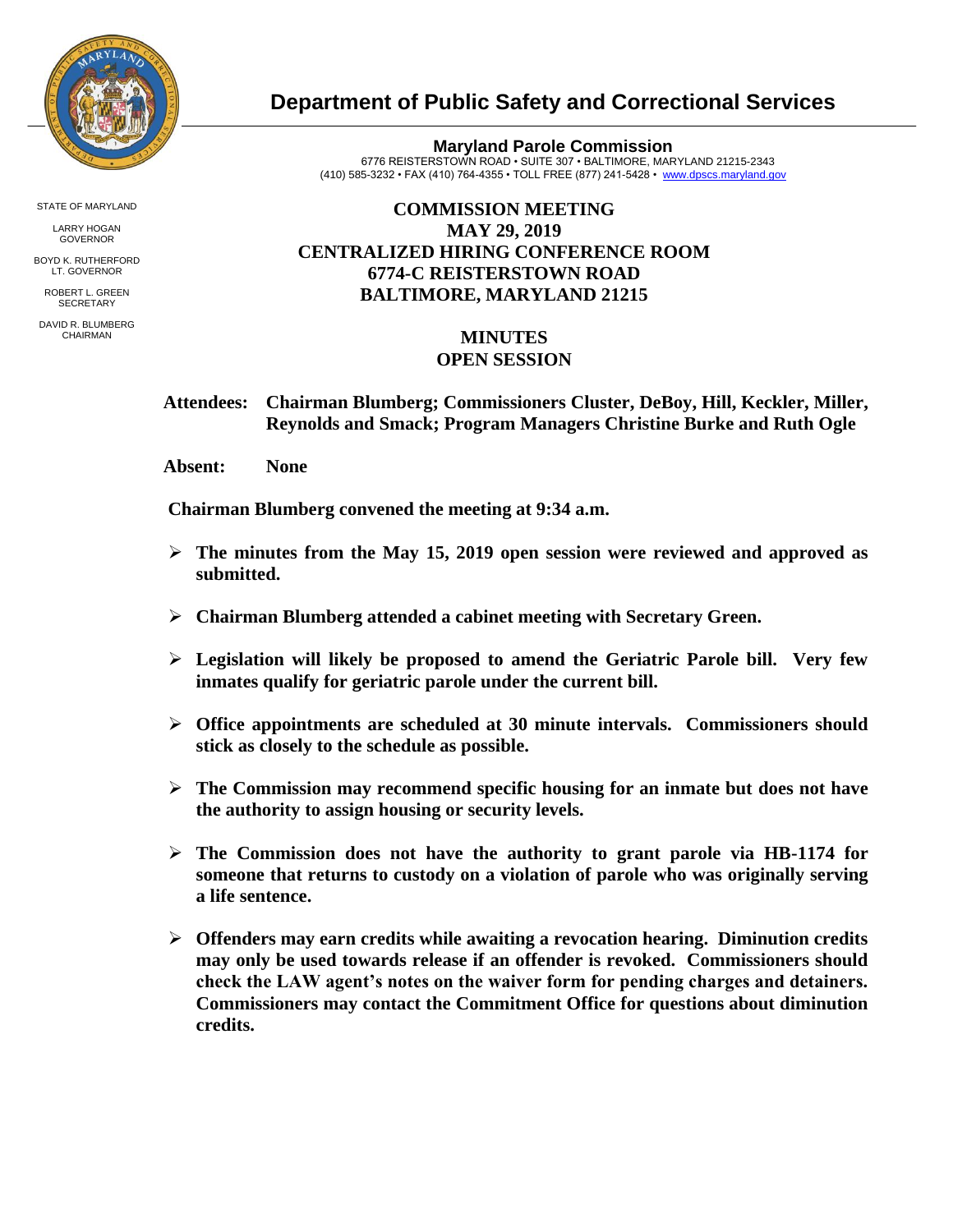# Department of Public Safety and Correctional Services

STATE OF MARYLAND

LARRY HOGAN
GOVERNOR

BOYD K. RUTHERFORD
LT. GOVERNOR

ROBERT L. GREEN
SECRETARY

DAVID R. BLUMBERG
CHAIRMAN

**Maryland Parole Commission**
6776 REISTERSTOWN ROAD • SUITE 307 • BALTIMORE, MARYLAND 21215-2343
(410) 585-3232 • FAX (410) 764-4355 • TOLL FREE (877) 241-5428 • www.dpscs.maryland.gov

## COMMISSION MEETING
## MAY 29, 2019
## CENTRALIZED HIRING CONFERENCE ROOM
## 6774-C REISTERSTOWN ROAD
## BALTIMORE, MARYLAND 21215

## MINUTES
## OPEN SESSION

**Attendees:** **Chairman Blumberg; Commissioners Cluster, DeBoy, Hill, Keckler, Miller, Reynolds and Smack; Program Managers Christine Burke and Ruth Ogle**

**Absent:** **None**

**Chairman Blumberg convened the meeting at 9:34 a.m.**

- **The minutes from the May 15, 2019 open session were reviewed and approved as submitted.**
- **Chairman Blumberg attended a cabinet meeting with Secretary Green.**
- **Legislation will likely be proposed to amend the Geriatric Parole bill. Very few inmates qualify for geriatric parole under the current bill.**
- **Office appointments are scheduled at 30 minute intervals. Commissioners should stick as closely to the schedule as possible.**
- **The Commission may recommend specific housing for an inmate but does not have the authority to assign housing or security levels.**
- **The Commission does not have the authority to grant parole via HB-1174 for someone that returns to custody on a violation of parole who was originally serving a life sentence.**
- **Offenders may earn credits while awaiting a revocation hearing. Diminution credits may only be used towards release if an offender is revoked. Commissioners should check the LAW agent's notes on the waiver form for pending charges and detainers. Commissioners may contact the Commitment Office for questions about diminution credits.**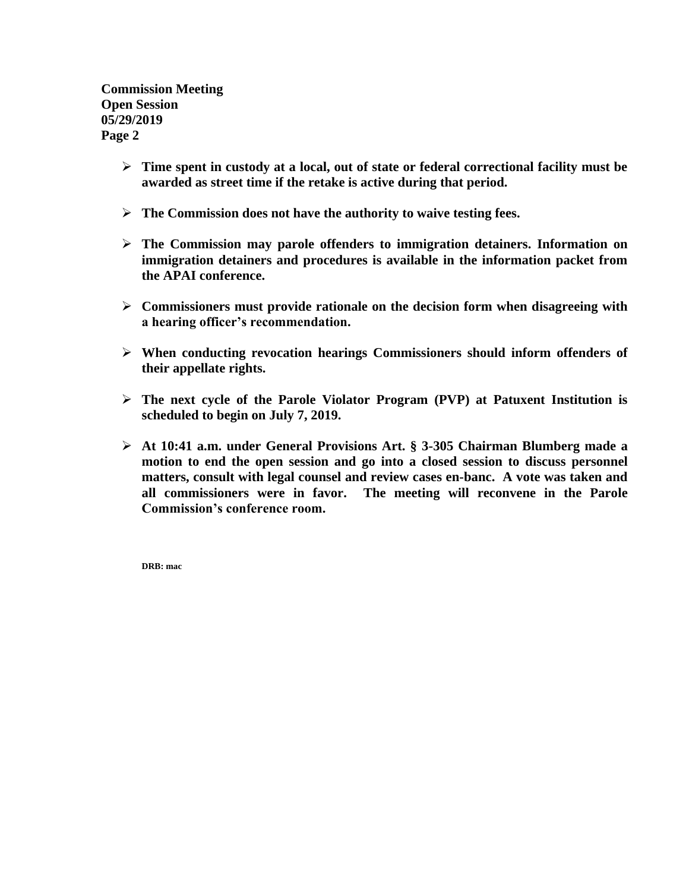- **Time spent in custody at a local, out of state or federal correctional facility must be awarded as street time if the retake is active during that period.**

- **The Commission does not have the authority to waive testing fees.**

- **The Commission may parole offenders to immigration detainers. Information on immigration detainers and procedures is available in the information packet from the APAI conference.**

- **Commissioners must provide rationale on the decision form when disagreeing with a hearing officer's recommendation.**

- **When conducting revocation hearings Commissioners should inform offenders of their appellate rights.**

- **The next cycle of the Parole Violator Program (PVP) at Patuxent Institution is scheduled to begin on July 7, 2019.**

- **At 10:41 a.m. under General Provisions Art. § 3-305 Chairman Blumberg made a motion to end the open session and go into a closed session to discuss personnel matters, consult with legal counsel and review cases en-banc. A vote was taken and all commissioners were in favor. The meeting will reconvene in the Parole Commission's conference room.**

**DRB: mac**